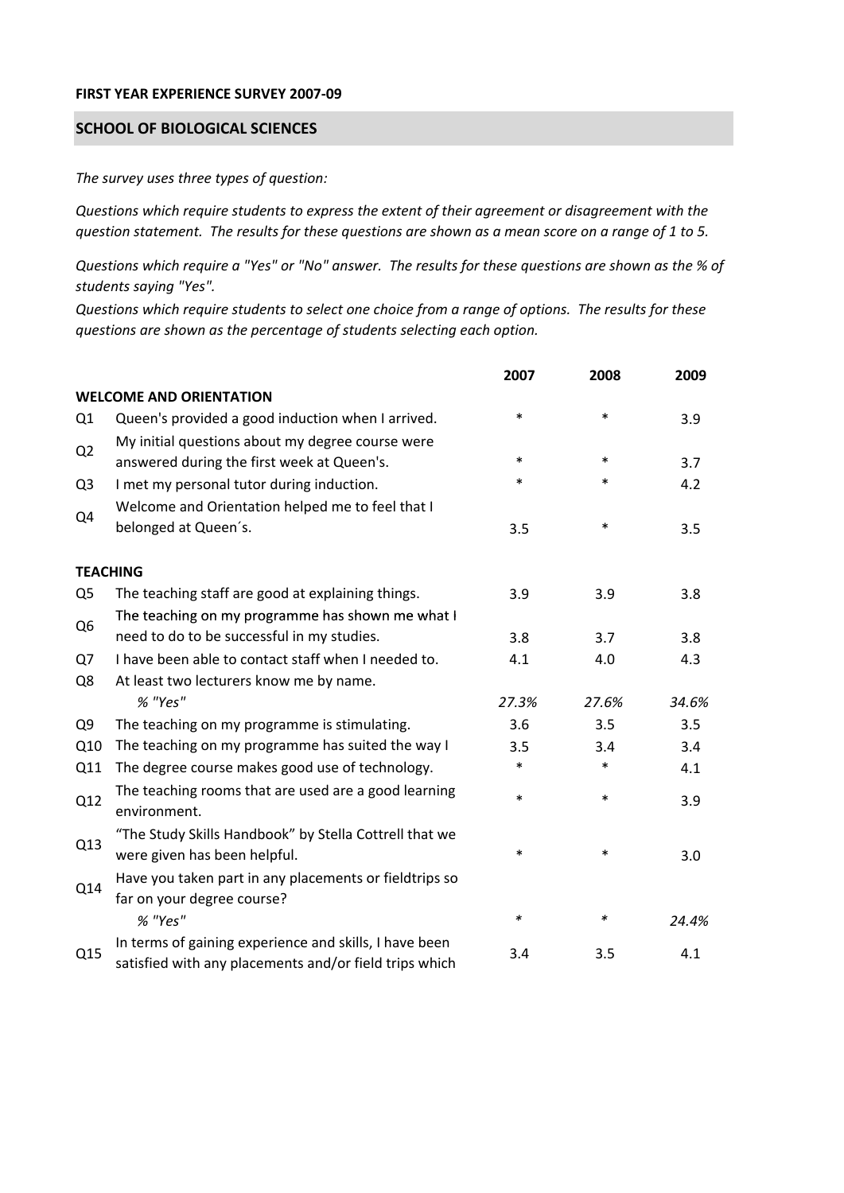**FIRST YEAR EXPERIENCE SURVEY 2007-09**

## SCHOOL OF BIOLOGICAL SCIENCES

*The survey uses three types of question:*

*Questions which require students to express the extent of their agreement or disagreement with the question statement. The results for these questions are shown as a mean score on a range of 1 to 5.*

*Questions which require a "Yes" or "No" answer. The results for these questions are shown as the % of students saying "Yes".*

*Questions which require students to select one choice from a range of options. The results for these questions are shown as the percentage of students selecting each option.*

| | | 2007 | 2008 | 2009 |
|---|---|---|---|---|
| **WELCOME AND ORIENTATION** | | | | |
| Q1 | Queen's provided a good induction when I arrived. | * | * | 3.9 |
| Q2 | My initial questions about my degree course were answered during the first week at Queen's. | * | * | 3.7 |
| Q3 | I met my personal tutor during induction. | * | * | 4.2 |
| Q4 | Welcome and Orientation helped me to feel that I belonged at Queen´s. | 3.5 | * | 3.5 |
| **TEACHING** | | | | |
| Q5 | The teaching staff are good at explaining things. | 3.9 | 3.9 | 3.8 |
| Q6 | The teaching on my programme has shown me what I need to do to be successful in my studies. | 3.8 | 3.7 | 3.8 |
| Q7 | I have been able to contact staff when I needed to. | 4.1 | 4.0 | 4.3 |
| Q8 | At least two lecturers know me by name. | | | |
| | *% "Yes"* | *27.3%* | *27.6%* | *34.6%* |
| Q9 | The teaching on my programme is stimulating. | 3.6 | 3.5 | 3.5 |
| Q10 | The teaching on my programme has suited the way I | 3.5 | 3.4 | 3.4 |
| Q11 | The degree course makes good use of technology. | * | * | 4.1 |
| Q12 | The teaching rooms that are used are a good learning environment. | * | * | 3.9 |
| Q13 | "The Study Skills Handbook" by Stella Cottrell that we were given has been helpful. | * | * | 3.0 |
| Q14 | Have you taken part in any placements or fieldtrips so far on your degree course? | | | |
| | *% "Yes"* | * | * | *24.4%* |
| Q15 | In terms of gaining experience and skills, I have been satisfied with any placements and/or field trips which | 3.4 | 3.5 | 4.1 |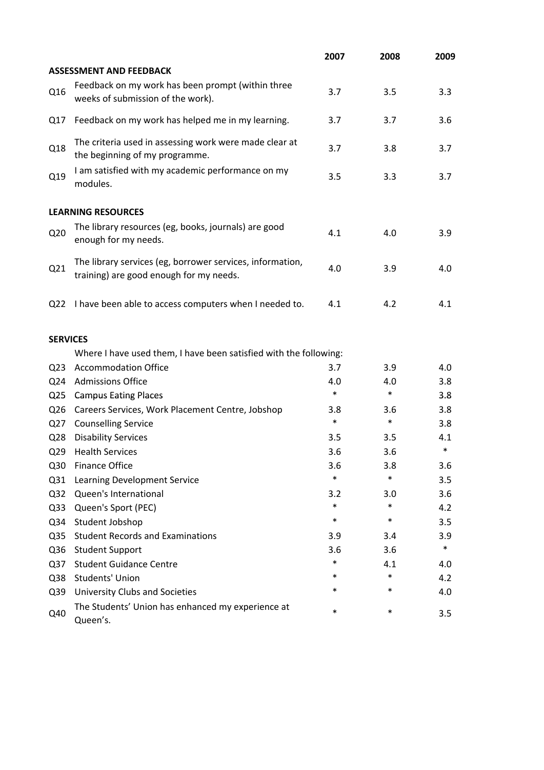| | | 2007 | 2008 | 2009 |
|---|---|---|---|---|
| **ASSESSMENT AND FEEDBACK** | | | | |
| Q16 | Feedback on my work has been prompt (within three weeks of submission of the work). | 3.7 | 3.5 | 3.3 |
| Q17 | Feedback on my work has helped me in my learning. | 3.7 | 3.7 | 3.6 |
| Q18 | The criteria used in assessing work were made clear at the beginning of my programme. | 3.7 | 3.8 | 3.7 |
| Q19 | I am satisfied with my academic performance on my modules. | 3.5 | 3.3 | 3.7 |
| **LEARNING RESOURCES** | | | | |
| Q20 | The library resources (eg, books, journals) are good enough for my needs. | 4.1 | 4.0 | 3.9 |
| Q21 | The library services (eg, borrower services, information, training) are good enough for my needs. | 4.0 | 3.9 | 4.0 |
| Q22 | I have been able to access computers when I needed to. | 4.1 | 4.2 | 4.1 |
| **SERVICES** | | | | |
| | Where I have used them, I have been satisfied with the following: | | | |
| Q23 | Accommodation Office | 3.7 | 3.9 | 4.0 |
| Q24 | Admissions Office | 4.0 | 4.0 | 3.8 |
| Q25 | Campus Eating Places | * | * | 3.8 |
| Q26 | Careers Services, Work Placement Centre, Jobshop | 3.8 | 3.6 | 3.8 |
| Q27 | Counselling Service | * | * | 3.8 |
| Q28 | Disability Services | 3.5 | 3.5 | 4.1 |
| Q29 | Health Services | 3.6 | 3.6 | * |
| Q30 | Finance Office | 3.6 | 3.8 | 3.6 |
| Q31 | Learning Development Service | * | * | 3.5 |
| Q32 | Queen's International | 3.2 | 3.0 | 3.6 |
| Q33 | Queen's Sport (PEC) | * | * | 4.2 |
| Q34 | Student Jobshop | * | * | 3.5 |
| Q35 | Student Records and Examinations | 3.9 | 3.4 | 3.9 |
| Q36 | Student Support | 3.6 | 3.6 | * |
| Q37 | Student Guidance Centre | * | 4.1 | 4.0 |
| Q38 | Students' Union | * | * | 4.2 |
| Q39 | University Clubs and Societies | * | * | 4.0 |
| Q40 | The Students' Union has enhanced my experience at Queen's. | * | * | 3.5 |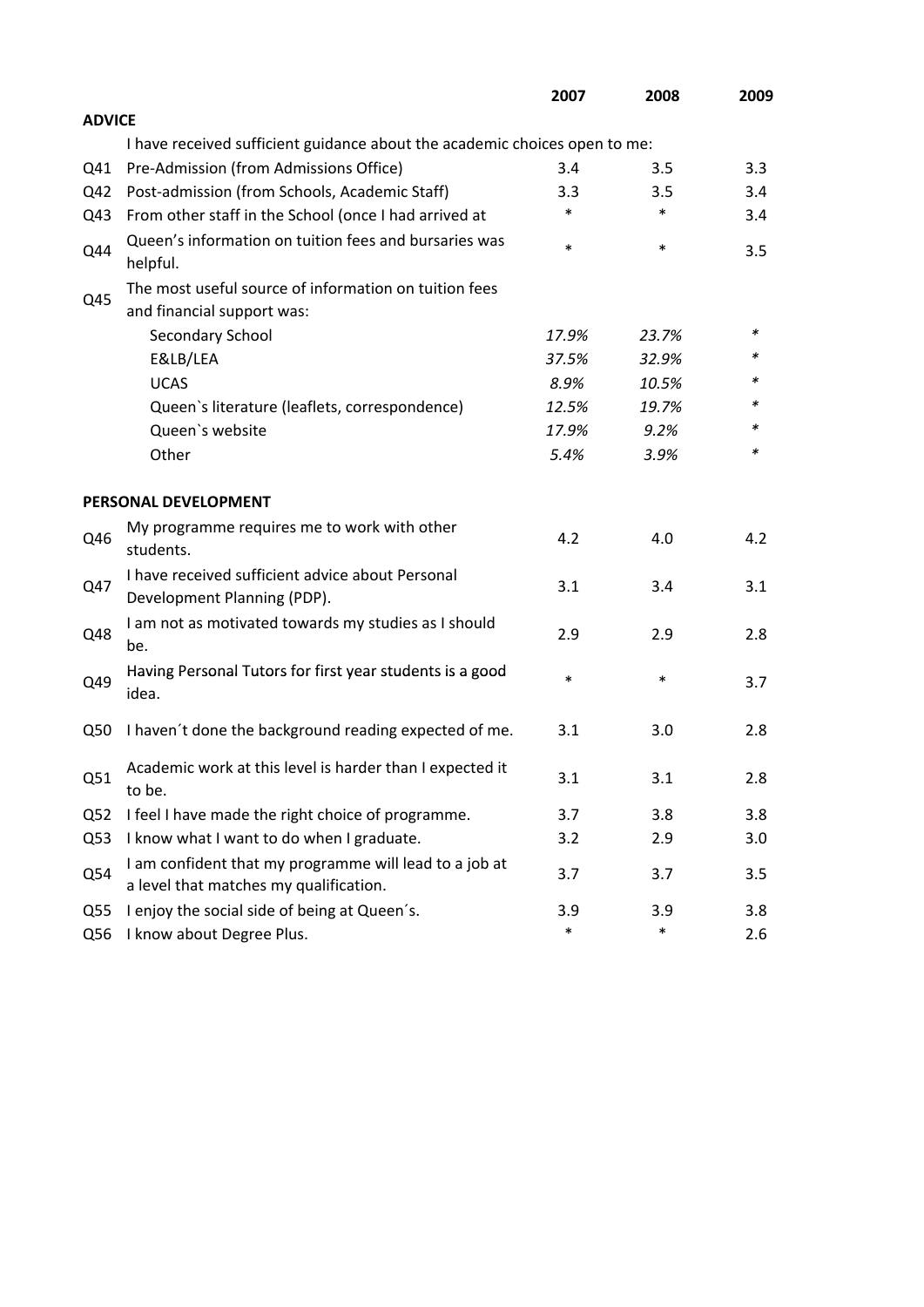| | | 2007 | 2008 | 2009 |
|---|---|---|---|---|
| **ADVICE** | | | | |
| | I have received sufficient guidance about the academic choices open to me: | | | |
| Q41 | Pre-Admission (from Admissions Office) | 3.4 | 3.5 | 3.3 |
| Q42 | Post-admission (from Schools, Academic Staff) | 3.3 | 3.5 | 3.4 |
| Q43 | From other staff in the School (once I had arrived at | * | * | 3.4 |
| Q44 | Queen's information on tuition fees and bursaries was helpful. | * | * | 3.5 |
| Q45 | The most useful source of information on tuition fees and financial support was: | | | |
| | Secondary School | *17.9%* | *23.7%* | * |
| | E&LB/LEA | *37.5%* | *32.9%* | * |
| | UCAS | *8.9%* | *10.5%* | * |
| | Queen`s literature (leaflets, correspondence) | *12.5%* | *19.7%* | * |
| | Queen`s website | *17.9%* | *9.2%* | * |
| | Other | *5.4%* | *3.9%* | * |
| **PERSONAL DEVELOPMENT** | | | | |
| Q46 | My programme requires me to work with other students. | 4.2 | 4.0 | 4.2 |
| Q47 | I have received sufficient advice about Personal Development Planning (PDP). | 3.1 | 3.4 | 3.1 |
| Q48 | I am not as motivated towards my studies as I should be. | 2.9 | 2.9 | 2.8 |
| Q49 | Having Personal Tutors for first year students is a good idea. | * | * | 3.7 |
| Q50 | I haven´t done the background reading expected of me. | 3.1 | 3.0 | 2.8 |
| Q51 | Academic work at this level is harder than I expected it to be. | 3.1 | 3.1 | 2.8 |
| Q52 | I feel I have made the right choice of programme. | 3.7 | 3.8 | 3.8 |
| Q53 | I know what I want to do when I graduate. | 3.2 | 2.9 | 3.0 |
| Q54 | I am confident that my programme will lead to a job at a level that matches my qualification. | 3.7 | 3.7 | 3.5 |
| Q55 | I enjoy the social side of being at Queen´s. | 3.9 | 3.9 | 3.8 |
| Q56 | I know about Degree Plus. | * | * | 2.6 |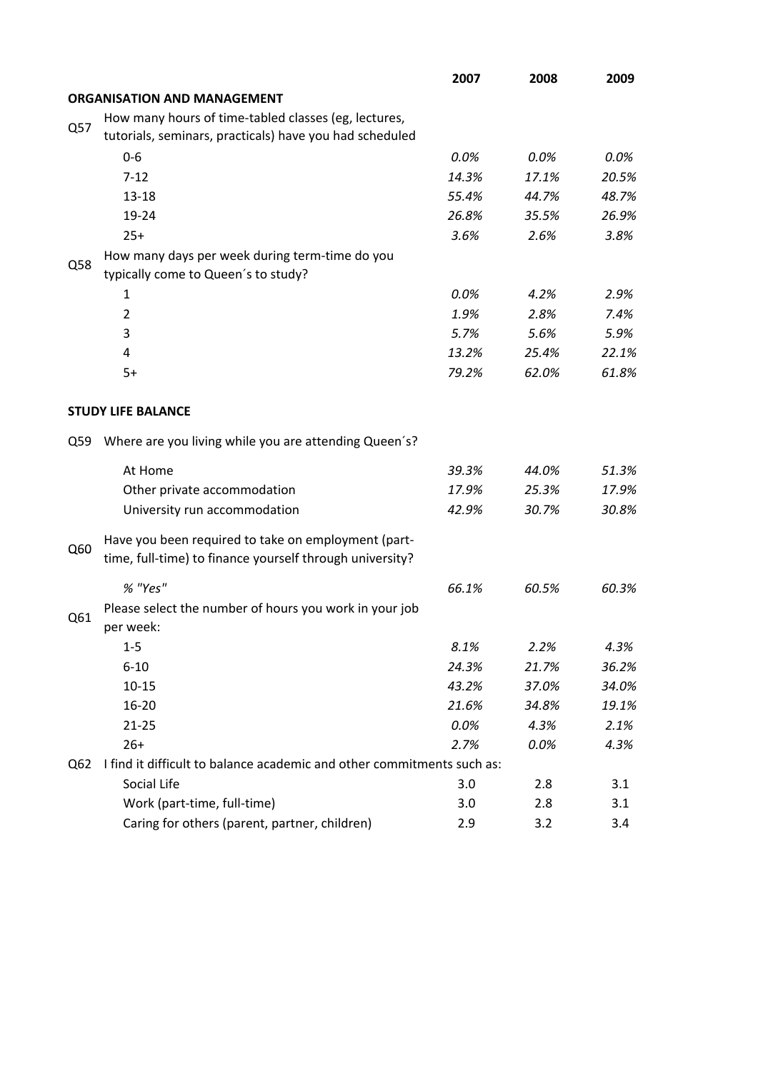| | | 2007 | 2008 | 2009 |
|---|---|---|---|---|
| | **ORGANISATION AND MANAGEMENT** | | | |
| Q57 | How many hours of time-tabled classes (eg, lectures, tutorials, seminars, practicals) have you had scheduled | | | |
| | 0-6 | *0.0%* | *0.0%* | *0.0%* |
| | 7-12 | *14.3%* | *17.1%* | *20.5%* |
| | 13-18 | *55.4%* | *44.7%* | *48.7%* |
| | 19-24 | *26.8%* | *35.5%* | *26.9%* |
| | 25+ | *3.6%* | *2.6%* | *3.8%* |
| Q58 | How many days per week during term-time do you typically come to Queen´s to study? | | | |
| | 1 | *0.0%* | *4.2%* | *2.9%* |
| | 2 | *1.9%* | *2.8%* | *7.4%* |
| | 3 | *5.7%* | *5.6%* | *5.9%* |
| | 4 | *13.2%* | *25.4%* | *22.1%* |
| | 5+ | *79.2%* | *62.0%* | *61.8%* |
| | **STUDY LIFE BALANCE** | | | |
| Q59 | Where are you living while you are attending Queen´s? | | | |
| | At Home | *39.3%* | *44.0%* | *51.3%* |
| | Other private accommodation | *17.9%* | *25.3%* | *17.9%* |
| | University run accommodation | *42.9%* | *30.7%* | *30.8%* |
| Q60 | Have you been required to take on employment (part-time, full-time) to finance yourself through university? | | | |
| | *% "Yes"* | *66.1%* | *60.5%* | *60.3%* |
| Q61 | Please select the number of hours you work in your job per week: | | | |
| | 1-5 | *8.1%* | *2.2%* | *4.3%* |
| | 6-10 | *24.3%* | *21.7%* | *36.2%* |
| | 10-15 | *43.2%* | *37.0%* | *34.0%* |
| | 16-20 | *21.6%* | *34.8%* | *19.1%* |
| | 21-25 | *0.0%* | *4.3%* | *2.1%* |
| | 26+ | *2.7%* | *0.0%* | *4.3%* |
| Q62 | I find it difficult to balance academic and other commitments such as: | | | |
| | Social Life | 3.0 | 2.8 | 3.1 |
| | Work (part-time, full-time) | 3.0 | 2.8 | 3.1 |
| | Caring for others (parent, partner, children) | 2.9 | 3.2 | 3.4 |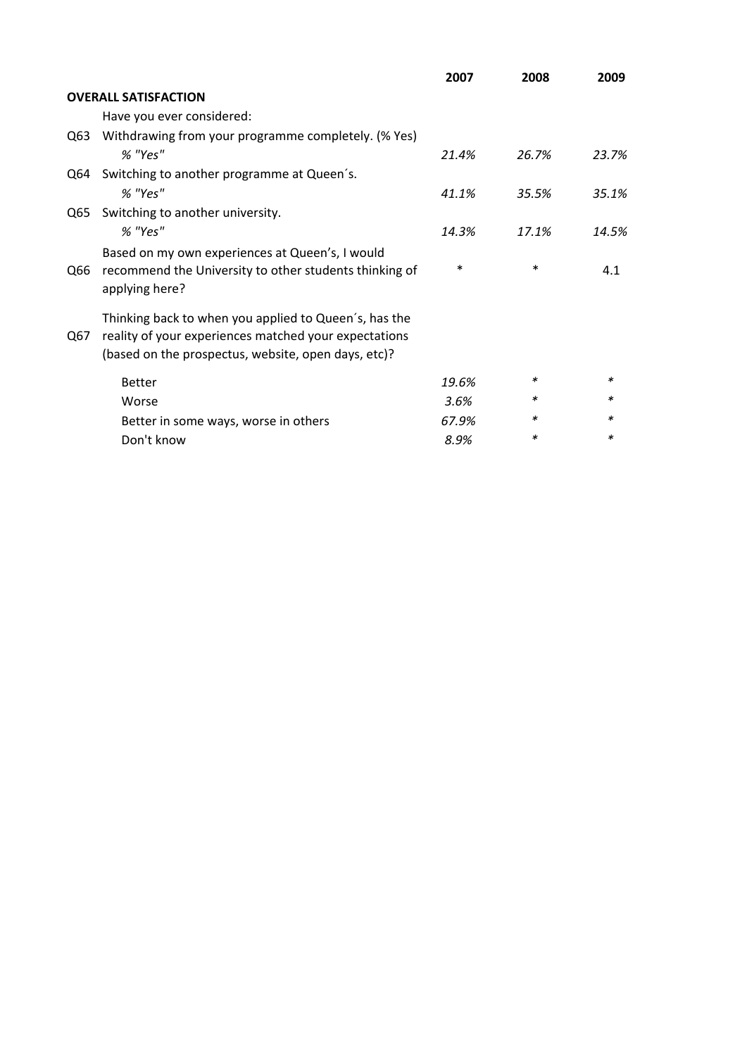| | | 2007 | 2008 | 2009 |
|---|---|---|---|---|
| **OVERALL SATISFACTION** | | | | |
| | Have you ever considered: | | | |
| Q63 | Withdrawing from your programme completely. (% Yes) | | | |
| | *% "Yes"* | *21.4%* | *26.7%* | *23.7%* |
| Q64 | Switching to another programme at Queen´s. | | | |
| | *% "Yes"* | *41.1%* | *35.5%* | *35.1%* |
| Q65 | Switching to another university. | | | |
| | *% "Yes"* | *14.3%* | *17.1%* | *14.5%* |
| Q66 | Based on my own experiences at Queen's, I would recommend the University to other students thinking of applying here? | * | * | 4.1 |
| Q67 | Thinking back to when you applied to Queen´s, has the reality of your experiences matched your expectations (based on the prospectus, website, open days, etc)? | | | |
| | Better | *19.6%* | * | * |
| | Worse | *3.6%* | * | * |
| | Better in some ways, worse in others | *67.9%* | * | * |
| | Don't know | *8.9%* | * | * |